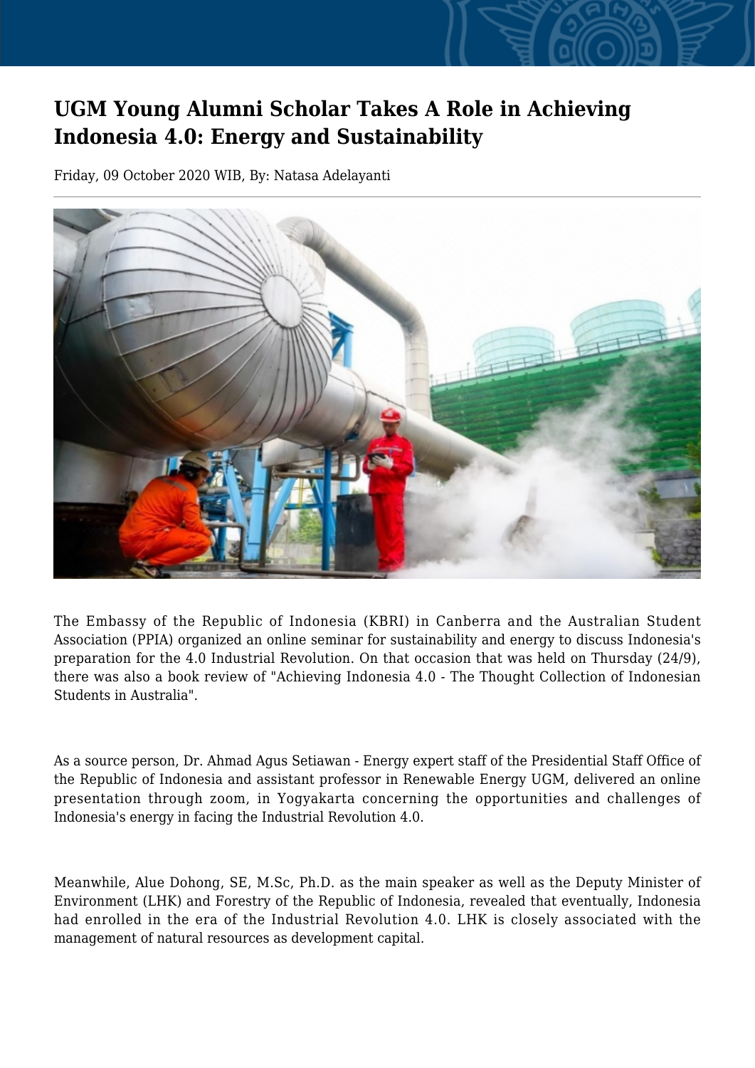# UGM Young Alumni Scholar Takes A Role in Achieving Indonesia 4.0: Energy and Sustainability

Friday, 09 October 2020 WIB, By: Natasa Adelayanti

The Embassy of the Republic of Indonesia (KBRI) in Canberra and the Australian Student Association (PPIA) organized an online seminar for sustainability and energy to discuss Indonesia's preparation for the 4.0 Industrial Revolution. On that occasion that was held on Thursday (24/9), there was also a book review of "Achieving Indonesia 4.0 - The Thought Collection of Indonesian Students in Australia".

As a source person, Dr. Ahmad Agus Setiawan - Energy expert staff of the Presidential Staff Office of the Republic of Indonesia and assistant professor in Renewable Energy UGM, delivered an online presentation through zoom, in Yogyakarta concerning the opportunities and challenges of Indonesia's energy in facing the Industrial Revolution 4.0.

Meanwhile, Alue Dohong, SE, M.Sc, Ph.D. as the main speaker as well as the Deputy Minister of Environment (LHK) and Forestry of the Republic of Indonesia, revealed that eventually, Indonesia had enrolled in the era of the Industrial Revolution 4.0. LHK is closely associated with the management of natural resources as development capital.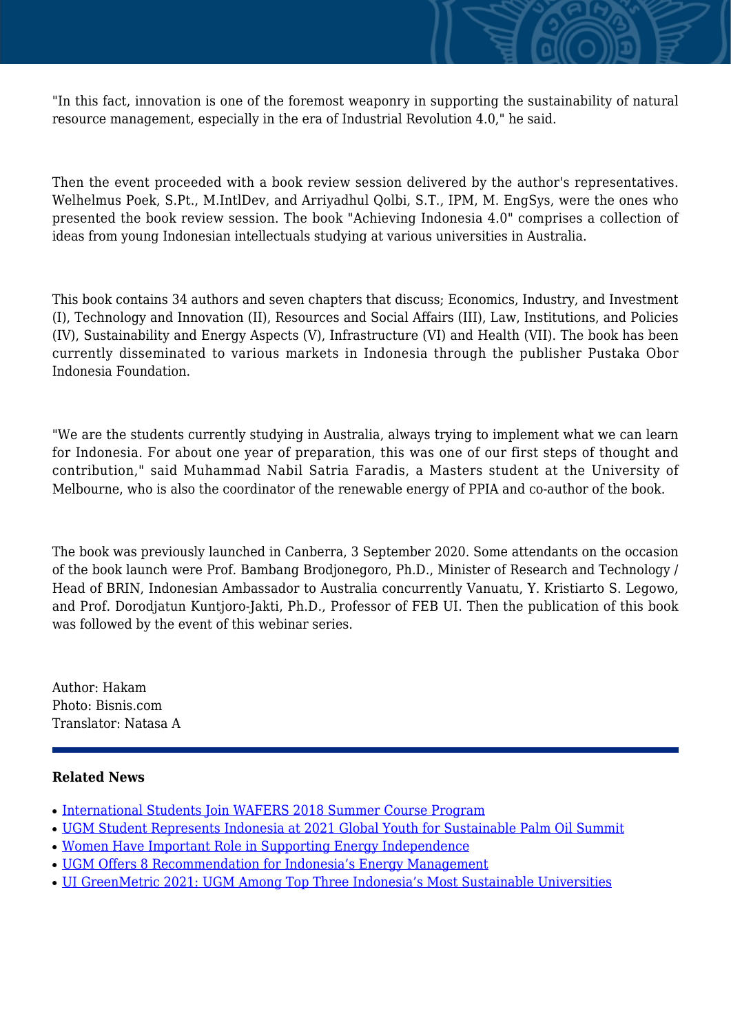"In this fact, innovation is one of the foremost weaponry in supporting the sustainability of natural resource management, especially in the era of Industrial Revolution 4.0," he said.

Then the event proceeded with a book review session delivered by the author's representatives. Welhelmus Poek, S.Pt., M.IntlDev, and Arriyadhul Qolbi, S.T., IPM, M. EngSys, were the ones who presented the book review session. The book "Achieving Indonesia 4.0" comprises a collection of ideas from young Indonesian intellectuals studying at various universities in Australia.

This book contains 34 authors and seven chapters that discuss; Economics, Industry, and Investment (I), Technology and Innovation (II), Resources and Social Affairs (III), Law, Institutions, and Policies (IV), Sustainability and Energy Aspects (V), Infrastructure (VI) and Health (VII). The book has been currently disseminated to various markets in Indonesia through the publisher Pustaka Obor Indonesia Foundation.

"We are the students currently studying in Australia, always trying to implement what we can learn for Indonesia. For about one year of preparation, this was one of our first steps of thought and contribution," said Muhammad Nabil Satria Faradis, a Masters student at the University of Melbourne, who is also the coordinator of the renewable energy of PPIA and co-author of the book.

The book was previously launched in Canberra, 3 September 2020. Some attendants on the occasion of the book launch were Prof. Bambang Brodjonegoro, Ph.D., Minister of Research and Technology / Head of BRIN, Indonesian Ambassador to Australia concurrently Vanuatu, Y. Kristiarto S. Legowo, and Prof. Dorodjatun Kuntjoro-Jakti, Ph.D., Professor of FEB UI. Then the publication of this book was followed by the event of this webinar series.

Author: Hakam
Photo: Bisnis.com
Translator: Natasa A

**Related News**

- International Students Join WAFERS 2018 Summer Course Program
- UGM Student Represents Indonesia at 2021 Global Youth for Sustainable Palm Oil Summit
- Women Have Important Role in Supporting Energy Independence
- UGM Offers 8 Recommendation for Indonesia's Energy Management
- UI GreenMetric 2021: UGM Among Top Three Indonesia's Most Sustainable Universities